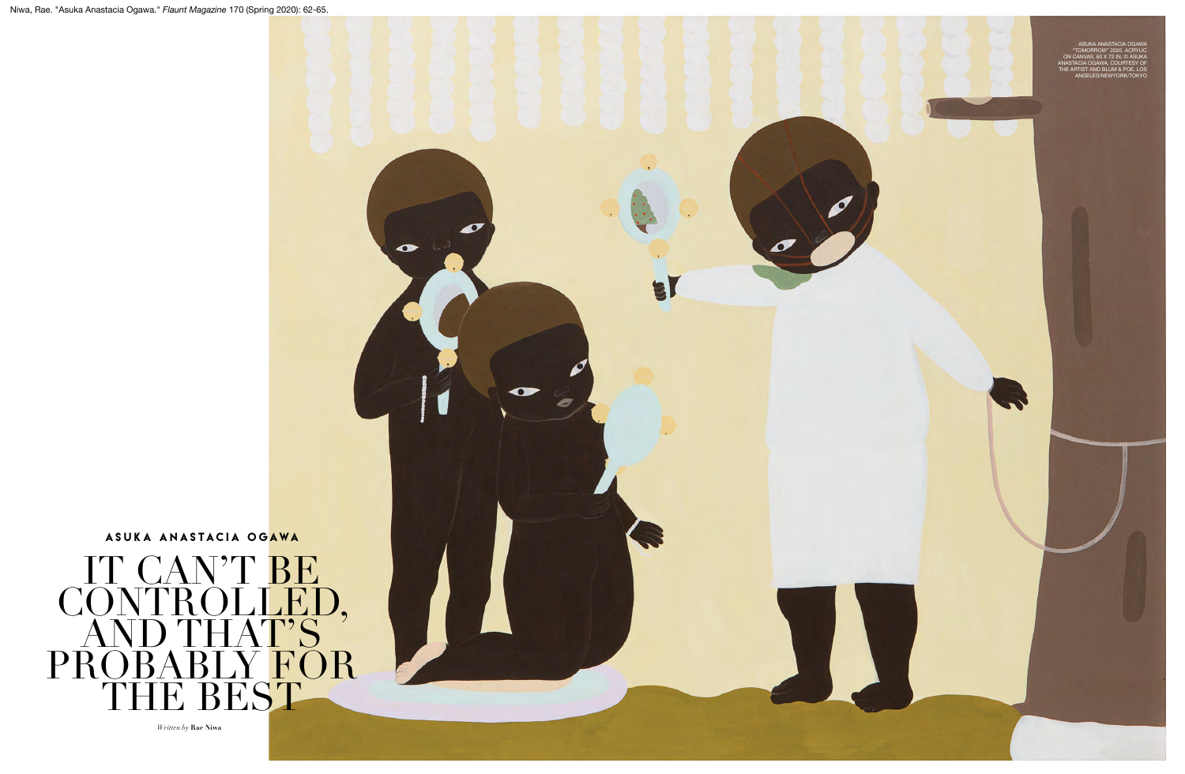Niwa, Rae. "Asuka Anastacia Ogawa." *Flaunt Magazine* 170 (Spring 2020): 62-65.

ASUKA ANASTACIA OGAWA "TOMORROW" 2020. ACRYLIC ON CANVAS. 60 X 72 IN. © ASUKA ANASTACIA OGAWA. COURTESY OF THE ARTIST AND BLUM & POE, LOS ANGELES/NEW YORK/TOKYO

**ASUKA ANASTACIA OGAWA**

# IT CAN'T BE CONTROLLED, AND THAT'S PROBABLY FOR THE BEST

*Written by* **Rae Niwa**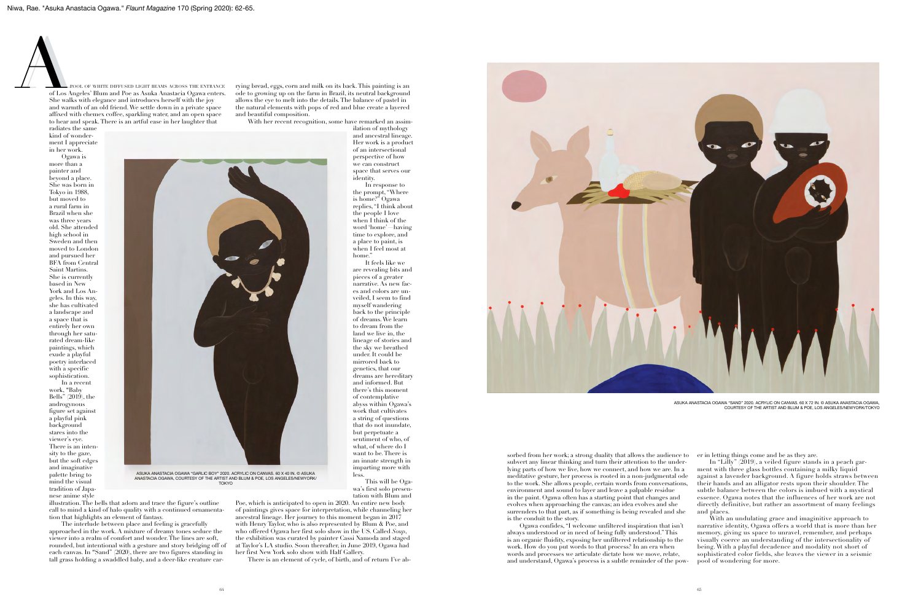Niwa, Rae. "Asuka Anastacia Ogawa." *Flaunt Magazine* 170 (Spring 2020): 62-65.

A pool of white diffused light beams across the entrance of Los Angeles' Blum and Poe as Asuka Anastacia Ogawa enters. She walks with elegance and introduces herself with the joy and warmth of an old friend. We settle down in a private space affixed with chemex coffee, sparkling water, and an open space to hear and speak. There is an artful ease in her laughter that radiates the same kind of wonderment I appreciate in her work.

Ogawa is more than a painter and beyond a place. She was born in Tokyo in 1988, but moved to a rural farm in Brazil when she was three years old. She attended high school in Sweden and then moved to London and pursued her BFA from Central Saint Martins. She is currently based in New York and Los Angeles. In this way, she has cultivated a landscape and a space that is entirely her own through her saturated dream-like paintings, which exude a playful poetry interlaced with a specific sophistication.

In a recent work, "Baby Bells" (2019), the androgynous figure set against a playful pink background stares into the viewer's eye. There is an intensity to the gaze, but the soft edges and imaginative palette bring to mind the visual tradition of Japanese anime style illustration. The bells that adorn and trace the figure's outline call to mind a kind of halo quality with a continued ornamentation that highlights an element of fantasy.

ASUKA ANASTACIA OGAWA "GARLIC BOY" 2020. ACRYLIC ON CANVAS. 60 X 40 IN. © ASUKA ANASTACIA OGAWA, COURTESY OF THE ARTIST AND BLUM & POE, LOS ANGELES/NEW YORK/TOKYO

The interlude between place and feeling is gracefully approached in the work. A mixture of dreamy tones seduce the viewer into a realm of comfort and wonder. The lines are soft, rounded, but intentional with a gesture and story bridging off of each canvas. In "Sand" (2020), there are two figures standing in tall grass holding a swaddled baby, and a deer-like creature carrying bread, eggs, corn and milk on its back. This painting is an ode to growing up on the farm in Brazil, its neutral background allows the eye to melt into the details. The balance of pastel in the natural elements with pops of red and blue create a layered and beautiful composition.

With her recent recognition, some have remarked an assimilation of mythology and ancestral lineage. Her work is a product of an intersectional perspective of how we can construct space that serves our identity.

In response to the prompt, "Where is home?" Ogawa replies, "I think about the people I love when I think of the word 'home'—having time to explore, and a place to paint, is when I feel most at home."

It feels like we are revealing bits and pieces of a greater narrative. As new faces and colors are unveiled, I seem to find myself wandering back to the principle of dreams. We learn to dream from the land we live in, the lineage of stories and the sky we breathed under. It could be mirrored back to genetics, that our dreams are hereditary and informed. But there's this moment of contemplative abyss within Ogawa's work that cultivates a string of questions that do not inundate, but perpetuate a sentiment of who, of what, of where do I want to be. There is an innate strength in imparting more with less.

This will be Ogawa's first solo presentation with Blum and Poe, which is anticipated to open in 2020. An entire new body of paintings gives space for interpretation, while channeling her ancestral lineage. Her journey to this moment began in 2017 with Henry Taylor, who is also represented by Blum & Poe, and who offered Ogawa her first solo show in the U.S. Called *Soup*, the exhibition was curated by painter Cassi Namoda and staged at Taylor's LA studio. Soon thereafter, in June 2019, Ogawa had her first New York solo show with Half Gallery.

There is an element of cycle, of birth, and of return I've absorbed from her work; a strong duality that allows the audience to subvert any linear thinking and turn their attention to the underlying parts of how we live, how we connect, and how we are. In a meditative gesture, her process is rooted in a non-judgmental ode to the work. She allows people, certain words from conversations, environment and sound to layer and leave a palpable residue in the paint. Ogawa often has a starting point that changes and evolves when approaching the canvas; an idea evolves and she surrenders to that part, as if something is being revealed and she is the conduit to the story.

Ogawa confides, "I welcome unfiltered inspiration that isn't always understood or in need of being fully understood." This is an organic fluidity, exposing her unfiltered relationship to the work. How do you put words to that process? In an era when words and processes we articulate dictate how we move, relate, and understand, Ogawa's process is a subtle reminder of the power in letting things come and be as they are.

In "Lilly" (2019), a veiled figure stands in a peach garment with three glass bottles containing a milky liquid against a lavender background. A figure holds straws between their hands and an alligator rests upon their shoulder. The subtle balance between the colors is imbued with a mystical essence. Ogawa notes that the influences of her work are not directly definitive, but rather an assortment of many feelings and places.

With an undulating grace and imaginitive approach to narrative identity, Ogawa offers a world that is more than her memory, giving us space to unravel, remember, and perhaps visually coerce an understanding of the intersectionality of being. With a playful decadence and modality not short of sophisticated color fields, she leaves the viewer in a seismic pool of wondering for more.

ASUKA ANASTACIA OGAWA "SAND" 2020. ACRYLIC ON CANVAS. 60 X 72 IN. © ASUKA ANASTACIA OGAWA, COURTESY OF THE ARTIST AND BLUM & POE, LOS ANGELES/NEWYORK/TOKYO